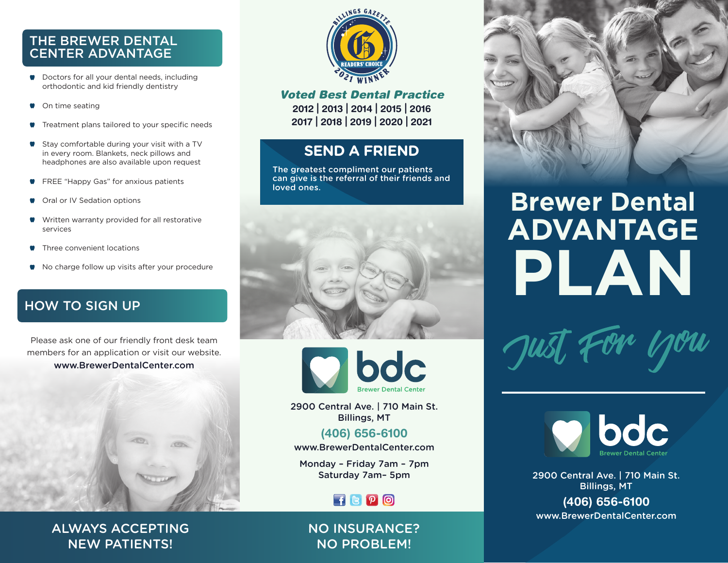## THE BREWER DENTAL CENTER ADVANTAGE

- Doctors for all your dental needs, including orthodontic and kid friendly dentistry
- On time seating
- Treatment plans tailored to your specific needs
- Stay comfortable during your visit with a TV in every room. Blankets, neck pillows and headphones are also available upon request
- FREE "Happy Gas" for anxious patients
- Oral or IV Sedation options
- Written warranty provided for all restorative services
- Three convenient locations
- No charge follow up visits after your procedure

## HOW TO SIGN UP

Please ask one of our friendly front desk team members for an application or visit our website.
**www.BrewerDentalCenter.com**

**ALWAYS ACCEPTING NEW PATIENTS!**

BILLINGS GAZETTE READERS' CHOICE 2021 WINNER

***Voted Best Dental Practice***

**2012 | 2013 | 2014 | 2015 | 2016**
**2017 | 2018 | 2019 | 2020 | 2021**

## SEND A FRIEND

The greatest compliment our patients can give is the referral of their friends and loved ones.

bdc
Brewer Dental Center

2900 Central Ave. | 710 Main St.
Billings, MT

(406) 656-6100

www.BrewerDentalCenter.com

Monday – Friday 7am – 7pm
Saturday 7am– 5pm

**NO INSURANCE? NO PROBLEM!**

# Brewer Dental ADVANTAGE PLAN

*Just For You*

bdc
Brewer Dental Center

2900 Central Ave. | 710 Main St.
Billings, MT

**(406) 656-6100**

www.BrewerDentalCenter.com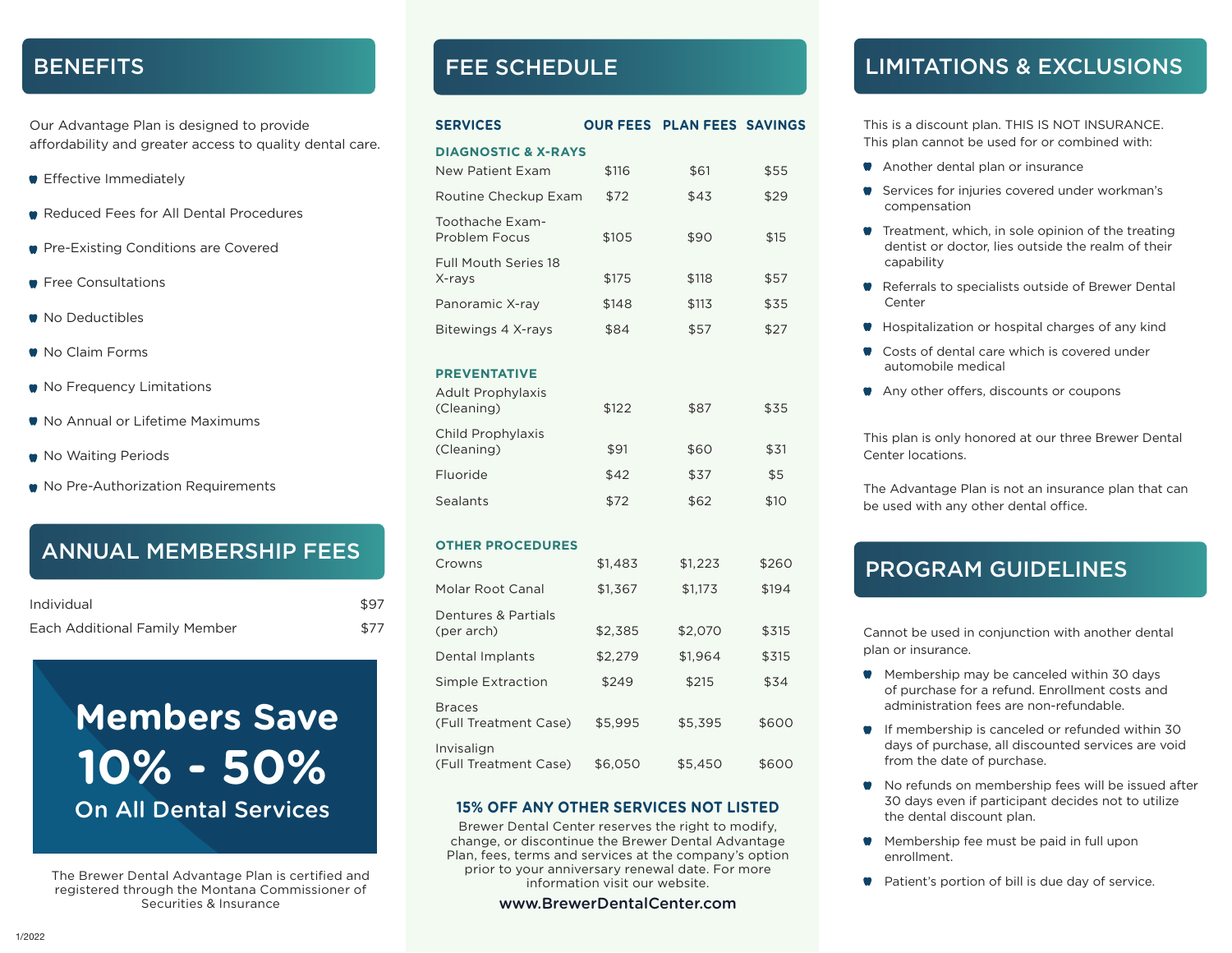## BENEFITS

Our Advantage Plan is designed to provide affordability and greater access to quality dental care.

- Effective Immediately
- Reduced Fees for All Dental Procedures
- Pre-Existing Conditions are Covered
- Free Consultations
- No Deductibles
- No Claim Forms
- No Frequency Limitations
- No Annual or Lifetime Maximums
- No Waiting Periods
- No Pre-Authorization Requirements

## ANNUAL MEMBERSHIP FEES

| | |
|---|---|
| Individual | $97 |
| Each Additional Family Member | $77 |

**Members Save**
**10% - 50%**
**On All Dental Services**

The Brewer Dental Advantage Plan is certified and registered through the Montana Commissioner of Securities & Insurance

## FEE SCHEDULE

| SERVICES | OUR FEES | PLAN FEES | SAVINGS |
|---|---|---|---|
| **DIAGNOSTIC & X-RAYS** | | | |
| New Patient Exam | $116 | $61 | $55 |
| Routine Checkup Exam | $72 | $43 | $29 |
| Toothache Exam-Problem Focus | $105 | $90 | $15 |
| Full Mouth Series 18 X-rays | $175 | $118 | $57 |
| Panoramic X-ray | $148 | $113 | $35 |
| Bitewings 4 X-rays | $84 | $57 | $27 |
| **PREVENTATIVE** | | | |
| Adult Prophylaxis (Cleaning) | $122 | $87 | $35 |
| Child Prophylaxis (Cleaning) | $91 | $60 | $31 |
| Fluoride | $42 | $37 | $5 |
| Sealants | $72 | $62 | $10 |
| **OTHER PROCEDURES** | | | |
| Crowns | $1,483 | $1,223 | $260 |
| Molar Root Canal | $1,367 | $1,173 | $194 |
| Dentures & Partials (per arch) | $2,385 | $2,070 | $315 |
| Dental Implants | $2,279 | $1,964 | $315 |
| Simple Extraction | $249 | $215 | $34 |
| Braces (Full Treatment Case) | $5,995 | $5,395 | $600 |
| Invisalign (Full Treatment Case) | $6,050 | $5,450 | $600 |

**15% OFF ANY OTHER SERVICES NOT LISTED**

Brewer Dental Center reserves the right to modify, change, or discontinue the Brewer Dental Advantage Plan, fees, terms and services at the company's option prior to your anniversary renewal date. For more information visit our website.

**www.BrewerDentalCenter.com**

## LIMITATIONS & EXCLUSIONS

This is a discount plan. THIS IS NOT INSURANCE. This plan cannot be used for or combined with:

- Another dental plan or insurance
- Services for injuries covered under workman's compensation
- Treatment, which, in sole opinion of the treating dentist or doctor, lies outside the realm of their capability
- Referrals to specialists outside of Brewer Dental Center
- Hospitalization or hospital charges of any kind
- Costs of dental care which is covered under automobile medical
- Any other offers, discounts or coupons

This plan is only honored at our three Brewer Dental Center locations.

The Advantage Plan is not an insurance plan that can be used with any other dental office.

## PROGRAM GUIDELINES

Cannot be used in conjunction with another dental plan or insurance.

- Membership may be canceled within 30 days of purchase for a refund. Enrollment costs and administration fees are non-refundable.
- If membership is canceled or refunded within 30 days of purchase, all discounted services are void from the date of purchase.
- No refunds on membership fees will be issued after 30 days even if participant decides not to utilize the dental discount plan.
- Membership fee must be paid in full upon enrollment.
- Patient's portion of bill is due day of service.

1/2022